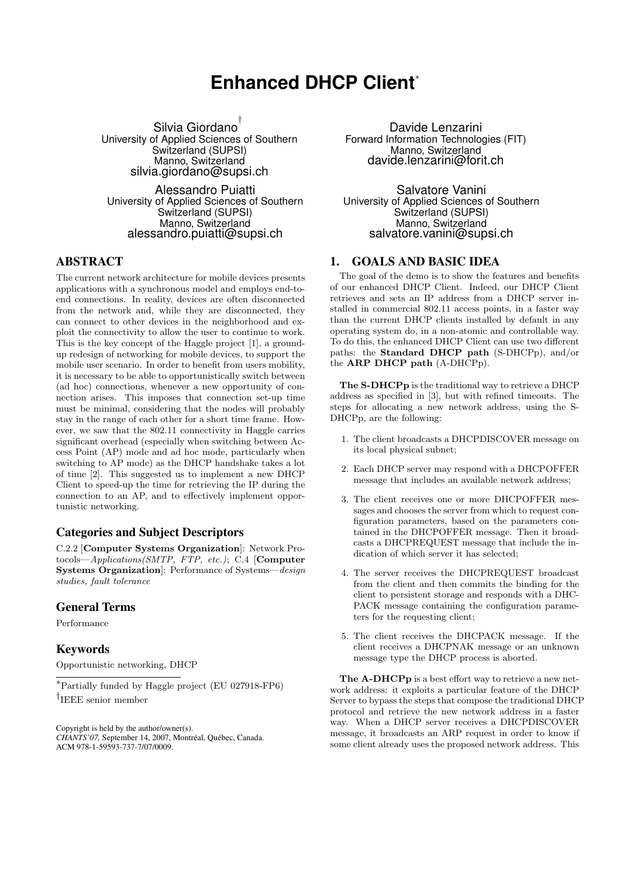# Enhanced DHCP Client*

Silvia Giordano[†]
University of Applied Sciences of Southern Switzerland (SUPSI)
Manno, Switzerland
silvia.giordano@supsi.ch

Davide Lenzarini
Forward Information Technologies (FIT)
Manno, Switzerland
davide.lenzarini@forit.ch

Alessandro Puiatti
University of Applied Sciences of Southern Switzerland (SUPSI)
Manno, Switzerland
alessandro.puiatti@supsi.ch

Salvatore Vanini
University of Applied Sciences of Southern Switzerland (SUPSI)
Manno, Switzerland
salvatore.vanini@supsi.ch

## ABSTRACT

The current network architecture for mobile devices presents applications with a synchronous model and employs end-to-end connections. In reality, devices are often disconnected from the network and, while they are disconnected, they can connect to other devices in the neighborhood and exploit the connectivity to allow the user to continue to work. This is the key concept of the Haggle project [1], a ground-up redesign of networking for mobile devices, to support the mobile user scenario. In order to benefit from users mobility, it is necessary to be able to opportunistically switch between (ad hoc) connections, whenever a new opportunity of connection arises. This imposes that connection set-up time must be minimal, considering that the nodes will probably stay in the range of each other for a short time frame. However, we saw that the 802.11 connectivity in Haggle carries significant overhead (especially when switching between Access Point (AP) mode and ad hoc mode, particularly when switching to AP mode) as the DHCP handshake takes a lot of time [2]. This suggested us to implement a new DHCP Client to speed-up the time for retrieving the IP during the connection to an AP, and to effectively implement opportunistic networking.

## Categories and Subject Descriptors

C.2.2 [**Computer Systems Organization**]: Network Protocols—*Applications(SMTP, FTP, etc.)*; C.4 [**Computer Systems Organization**]: Performance of Systems—*design studies, fault tolerance*

## General Terms

Performance

## Keywords

Opportunistic networking, DHCP

*Partially funded by Haggle project (EU 027918-FP6)

†IEEE senior member

Copyright is held by the author/owner(s).
*CHANTS'07,* September 14, 2007, Montréal, Québec, Canada.
ACM 978-1-59593-737-7/07/0009.

## 1. GOALS AND BASIC IDEA

The goal of the demo is to show the features and benefits of our enhanced DHCP Client. Indeed, our DHCP Client retrieves and sets an IP address from a DHCP server installed in commercial 802.11 access points, in a faster way than the current DHCP clients installed by default in any operating system do, in a non-atomic and controllable way. To do this, the enhanced DHCP Client can use two different paths: the **Standard DHCP path** (S-DHCPp), and/or the **ARP DHCP path** (A-DHCPp).

**The S-DHCPp** is the traditional way to retrieve a DHCP address as specified in [3], but with refined timeouts. The steps for allocating a new network address, using the S-DHCPp, are the following:

1. The client broadcasts a DHCPDISCOVER message on its local physical subnet;
2. Each DHCP server may respond with a DHCPOFFER message that includes an available network address;
3. The client receives one or more DHCPOFFER messages and chooses the server from which to request configuration parameters, based on the parameters contained in the DHCPOFFER message. Then it broadcasts a DHCPREQUEST message that include the indication of which server it has selected;
4. The server receives the DHCPREQUEST broadcast from the client and then commits the binding for the client to persistent storage and responds with a DHCPACK message containing the configuration parameters for the requesting client;
5. The client receives the DHCPACK message. If the client receives a DHCPNAK message or an unknown message type the DHCP process is aborted.

**The A-DHCPp** is a best effort way to retrieve a new network address: it exploits a particular feature of the DHCP Server to bypass the steps that compose the traditional DHCP protocol and retrieve the new network address in a faster way. When a DHCP server receives a DHCPDISCOVER message, it broadcasts an ARP request in order to know if some client already uses the proposed network address. This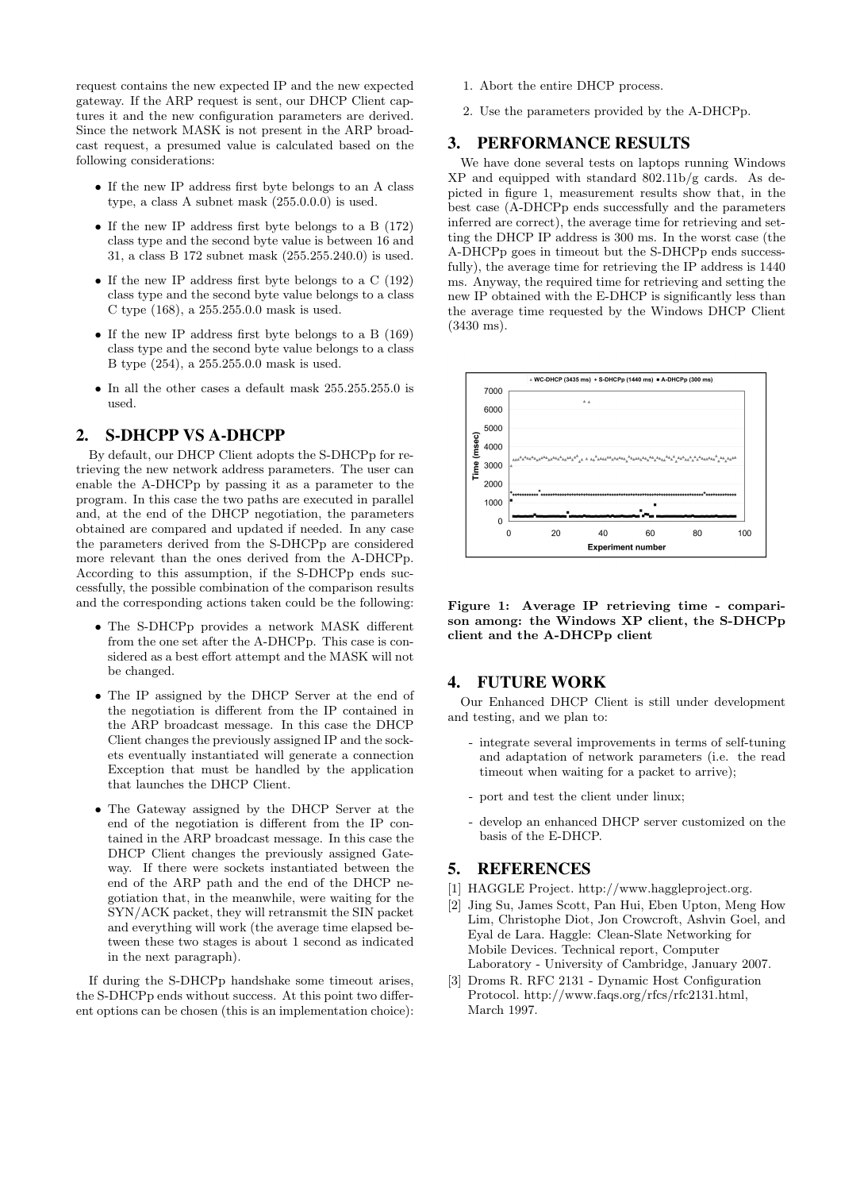request contains the new expected IP and the new expected gateway. If the ARP request is sent, our DHCP Client captures it and the new configuration parameters are derived. Since the network MASK is not present in the ARP broadcast request, a presumed value is calculated based on the following considerations:

- If the new IP address first byte belongs to an A class type, a class A subnet mask (255.0.0.0) is used.
- If the new IP address first byte belongs to a B (172) class type and the second byte value is between 16 and 31, a class B 172 subnet mask (255.255.240.0) is used.
- If the new IP address first byte belongs to a C (192) class type and the second byte value belongs to a class C type (168), a 255.255.0.0 mask is used.
- If the new IP address first byte belongs to a B (169) class type and the second byte value belongs to a class B type (254), a 255.255.0.0 mask is used.
- In all the other cases a default mask 255.255.255.0 is used.

## 2. S-DHCPP VS A-DHCPP

By default, our DHCP Client adopts the S-DHCPp for retrieving the new network address parameters. The user can enable the A-DHCPp by passing it as a parameter to the program. In this case the two paths are executed in parallel and, at the end of the DHCP negotiation, the parameters obtained are compared and updated if needed. In any case the parameters derived from the S-DHCPp are considered more relevant than the ones derived from the A-DHCPp. According to this assumption, if the S-DHCPp ends successfully, the possible combination of the comparison results and the corresponding actions taken could be the following:

- The S-DHCPp provides a network MASK different from the one set after the A-DHCPp. This case is considered as a best effort attempt and the MASK will not be changed.
- The IP assigned by the DHCP Server at the end of the negotiation is different from the IP contained in the ARP broadcast message. In this case the DHCP Client changes the previously assigned IP and the sockets eventually instantiated will generate a connection Exception that must be handled by the application that launches the DHCP Client.
- The Gateway assigned by the DHCP Server at the end of the negotiation is different from the IP contained in the ARP broadcast message. In this case the DHCP Client changes the previously assigned Gateway. If there were sockets instantiated between the end of the ARP path and the end of the DHCP negotiation that, in the meanwhile, were waiting for the SYN/ACK packet, they will retransmit the SIN packet and everything will work (the average time elapsed between these two stages is about 1 second as indicated in the next paragraph).

If during the S-DHCPp handshake some timeout arises, the S-DHCPp ends without success. At this point two different options can be chosen (this is an implementation choice):

1. Abort the entire DHCP process.
2. Use the parameters provided by the A-DHCPp.

## 3. PERFORMANCE RESULTS

We have done several tests on laptops running Windows XP and equipped with standard 802.11b/g cards. As depicted in figure 1, measurement results show that, in the best case (A-DHCPp ends successfully and the parameters inferred are correct), the average time for retrieving and setting the DHCP IP address is 300 ms. In the worst case (the A-DHCPp goes in timeout but the S-DHCPp ends successfully), the average time for retrieving the IP address is 1440 ms. Anyway, the required time for retrieving and setting the new IP obtained with the E-DHCP is significantly less than the average time requested by the Windows DHCP Client (3430 ms).

WC-DHCP (3435 ms) • S-DHCPp (1440 ms) ▪ A-DHCPp (300 ms)

Time (msec)

7000
6000
5000
4000
3000
2000
1000
0

0 20 40 60 80 100

Experiment number

**Figure 1: Average IP retrieving time - comparison among: the Windows XP client, the S-DHCPp client and the A-DHCPp client**

## 4. FUTURE WORK

Our Enhanced DHCP Client is still under development and testing, and we plan to:

- integrate several improvements in terms of self-tuning and adaptation of network parameters (i.e. the read timeout when waiting for a packet to arrive);
- port and test the client under linux;
- develop an enhanced DHCP server customized on the basis of the E-DHCP.

## 5. REFERENCES

[1] HAGGLE Project. http://www.haggleproject.org.

[2] Jing Su, James Scott, Pan Hui, Eben Upton, Meng How Lim, Christophe Diot, Jon Crowcroft, Ashvin Goel, and Eyal de Lara. Haggle: Clean-Slate Networking for Mobile Devices. Technical report, Computer Laboratory - University of Cambridge, January 2007.

[3] Droms R. RFC 2131 - Dynamic Host Configuration Protocol. http://www.faqs.org/rfcs/rfc2131.html, March 1997.